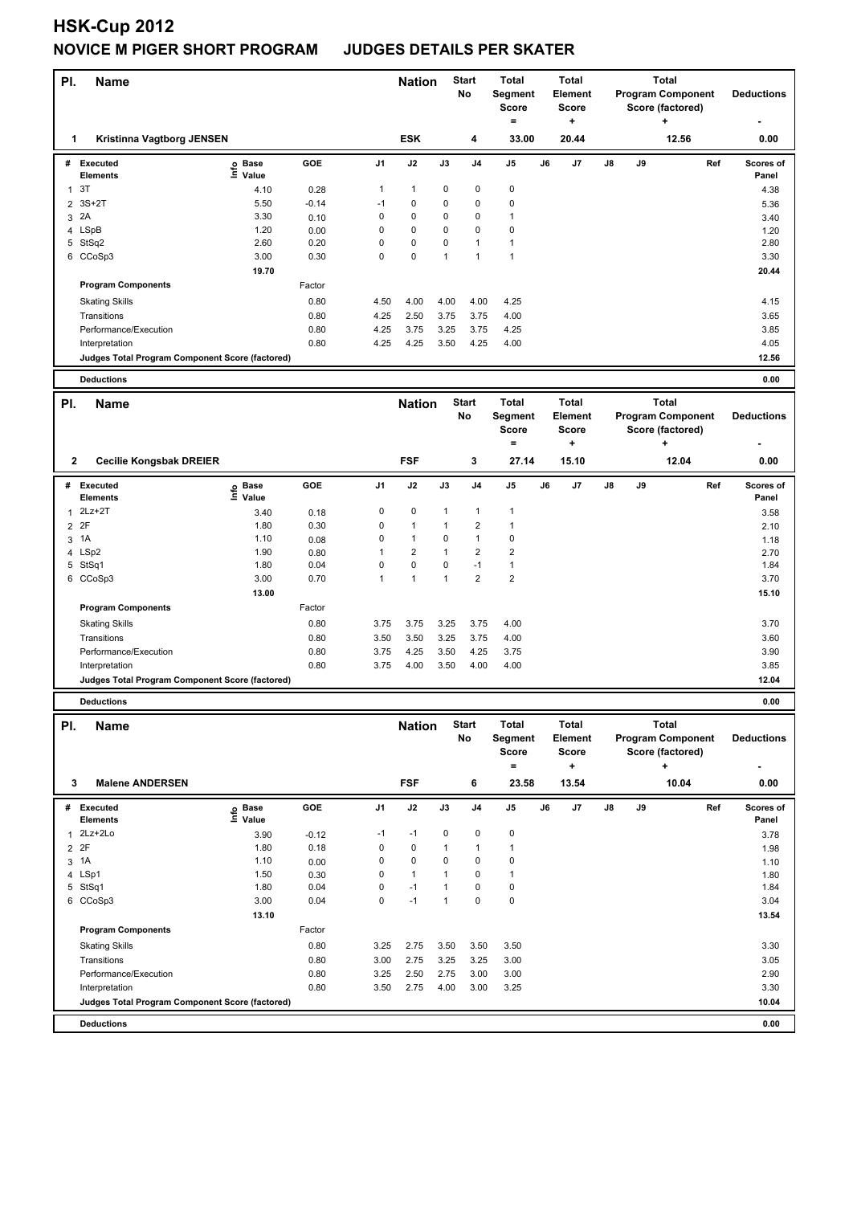# HSK-Cup 2012

## NOVICE M PIGER SHORT PROGRAM JUDGES DETAILS PER SKATER

| Pl. | Name | Nation | Start No | Total Segment Score = | Total Element Score + | Total Program Component Score (factored) + | Deductions - |
|---|---|---|---|---|---|---|---|
| 1 | Kristinna Vagtborg JENSEN | ESK | 4 | 33.00 | 20.44 | 12.56 | 0.00 |

| # | Executed Elements | Info | Base Value | GOE | J1 | J2 | J3 | J4 | J5 | J6 | J7 | J8 | J9 | Ref | Scores of Panel |
|---|---|---|---|---|---|---|---|---|---|---|---|---|---|---|---|
| 1 | 3T | | 4.10 | 0.28 | 1 | 1 | 0 | 0 | 0 | | | | | | 4.38 |
| 2 | 3S+2T | | 5.50 | -0.14 | -1 | 0 | 0 | 0 | 0 | | | | | | 5.36 |
| 3 | 2A | | 3.30 | 0.10 | 0 | 0 | 0 | 0 | 1 | | | | | | 3.40 |
| 4 | LSpB | | 1.20 | 0.00 | 0 | 0 | 0 | 0 | 0 | | | | | | 1.20 |
| 5 | StSq2 | | 2.60 | 0.20 | 0 | 0 | 0 | 1 | 1 | | | | | | 2.80 |
| 6 | CCoSp3 | | 3.00 | 0.30 | 0 | 0 | 1 | 1 | 1 | | | | | | 3.30 |
| | | | 19.70 | | | | | | | | | | | | 20.44 |
| | **Program Components** | | | Factor | | | | | | | | | | | |
| | Skating Skills | | | 0.80 | 4.50 | 4.00 | 4.00 | 4.00 | 4.25 | | | | | | 4.15 |
| | Transitions | | | 0.80 | 4.25 | 2.50 | 3.75 | 3.75 | 4.00 | | | | | | 3.65 |
| | Performance/Execution | | | 0.80 | 4.25 | 3.75 | 3.25 | 3.75 | 4.25 | | | | | | 3.85 |
| | Interpretation | | | 0.80 | 4.25 | 4.25 | 3.50 | 4.25 | 4.00 | | | | | | 4.05 |
| | **Judges Total Program Component Score (factored)** | | | | | | | | | | | | | | 12.56 |
| | **Deductions** | | | | | | | | | | | | | | 0.00 |

| Pl. | Name | Nation | Start No | Total Segment Score = | Total Element Score + | Total Program Component Score (factored) + | Deductions - |
|---|---|---|---|---|---|---|---|
| 2 | Cecilie Kongsbak DREIER | FSF | 3 | 27.14 | 15.10 | 12.04 | 0.00 |

| # | Executed Elements | Info | Base Value | GOE | J1 | J2 | J3 | J4 | J5 | J6 | J7 | J8 | J9 | Ref | Scores of Panel |
|---|---|---|---|---|---|---|---|---|---|---|---|---|---|---|---|
| 1 | 2Lz+2T | | 3.40 | 0.18 | 0 | 0 | 1 | 1 | 1 | | | | | | 3.58 |
| 2 | 2F | | 1.80 | 0.30 | 0 | 1 | 1 | 2 | 1 | | | | | | 2.10 |
| 3 | 1A | | 1.10 | 0.08 | 0 | 1 | 0 | 1 | 0 | | | | | | 1.18 |
| 4 | LSp2 | | 1.90 | 0.80 | 1 | 2 | 1 | 2 | 2 | | | | | | 2.70 |
| 5 | StSq1 | | 1.80 | 0.04 | 0 | 0 | 0 | -1 | 1 | | | | | | 1.84 |
| 6 | CCoSp3 | | 3.00 | 0.70 | 1 | 1 | 1 | 2 | 2 | | | | | | 3.70 |
| | | | 13.00 | | | | | | | | | | | | 15.10 |
| | **Program Components** | | | Factor | | | | | | | | | | | |
| | Skating Skills | | | 0.80 | 3.75 | 3.75 | 3.25 | 3.75 | 4.00 | | | | | | 3.70 |
| | Transitions | | | 0.80 | 3.50 | 3.50 | 3.25 | 3.75 | 4.00 | | | | | | 3.60 |
| | Performance/Execution | | | 0.80 | 3.75 | 4.25 | 3.50 | 4.25 | 3.75 | | | | | | 3.90 |
| | Interpretation | | | 0.80 | 3.75 | 4.00 | 3.50 | 4.00 | 4.00 | | | | | | 3.85 |
| | **Judges Total Program Component Score (factored)** | | | | | | | | | | | | | | 12.04 |
| | **Deductions** | | | | | | | | | | | | | | 0.00 |

| Pl. | Name | Nation | Start No | Total Segment Score = | Total Element Score + | Total Program Component Score (factored) + | Deductions - |
|---|---|---|---|---|---|---|---|
| 3 | Malene ANDERSEN | FSF | 6 | 23.58 | 13.54 | 10.04 | 0.00 |

| # | Executed Elements | Info | Base Value | GOE | J1 | J2 | J3 | J4 | J5 | J6 | J7 | J8 | J9 | Ref | Scores of Panel |
|---|---|---|---|---|---|---|---|---|---|---|---|---|---|---|---|
| 1 | 2Lz+2Lo | | 3.90 | -0.12 | -1 | -1 | 0 | 0 | 0 | | | | | | 3.78 |
| 2 | 2F | | 1.80 | 0.18 | 0 | 0 | 1 | 1 | 1 | | | | | | 1.98 |
| 3 | 1A | | 1.10 | 0.00 | 0 | 0 | 0 | 0 | 0 | | | | | | 1.10 |
| 4 | LSp1 | | 1.50 | 0.30 | 0 | 1 | 1 | 0 | 1 | | | | | | 1.80 |
| 5 | StSq1 | | 1.80 | 0.04 | 0 | -1 | 1 | 0 | 0 | | | | | | 1.84 |
| 6 | CCoSp3 | | 3.00 | 0.04 | 0 | -1 | 1 | 0 | 0 | | | | | | 3.04 |
| | | | 13.10 | | | | | | | | | | | | 13.54 |
| | **Program Components** | | | Factor | | | | | | | | | | | |
| | Skating Skills | | | 0.80 | 3.25 | 2.75 | 3.50 | 3.50 | 3.50 | | | | | | 3.30 |
| | Transitions | | | 0.80 | 3.00 | 2.75 | 3.25 | 3.25 | 3.00 | | | | | | 3.05 |
| | Performance/Execution | | | 0.80 | 3.25 | 2.50 | 2.75 | 3.00 | 3.00 | | | | | | 2.90 |
| | Interpretation | | | 0.80 | 3.50 | 2.75 | 4.00 | 3.00 | 3.25 | | | | | | 3.30 |
| | **Judges Total Program Component Score (factored)** | | | | | | | | | | | | | | 10.04 |
| | **Deductions** | | | | | | | | | | | | | | 0.00 |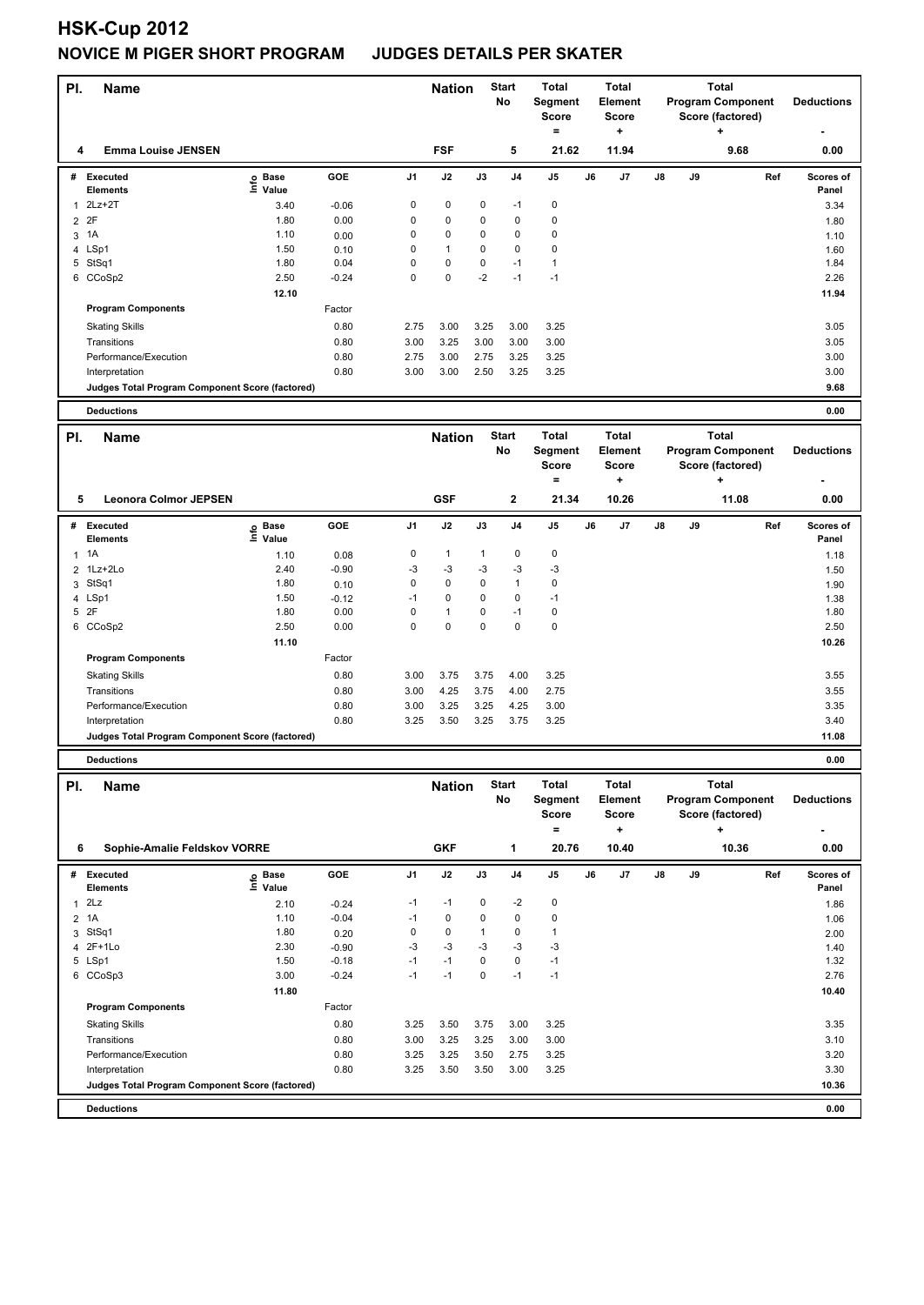# HSK-Cup 2012

## NOVICE M PIGER SHORT PROGRAM JUDGES DETAILS PER SKATER

| Pl. | Name | Nation | Start No | Total Segment Score = | Total Element Score + | Total Program Component Score (factored) + | Deductions - |
|---|---|---|---|---|---|---|---|
| 4 | Emma Louise JENSEN | FSF | 5 | 21.62 | 11.94 | 9.68 | 0.00 |

| # | Executed Elements | Info | Base Value | GOE | J1 | J2 | J3 | J4 | J5 | J6 | J7 | J8 | J9 | Ref | Scores of Panel |
|---|---|---|---|---|---|---|---|---|---|---|---|---|---|---|---|
| 1 | 2Lz+2T | | 3.40 | -0.06 | 0 | 0 | 0 | -1 | 0 | | | | | | 3.34 |
| 2 | 2F | | 1.80 | 0.00 | 0 | 0 | 0 | 0 | 0 | | | | | | 1.80 |
| 3 | 1A | | 1.10 | 0.00 | 0 | 0 | 0 | 0 | 0 | | | | | | 1.10 |
| 4 | LSp1 | | 1.50 | 0.10 | 0 | 1 | 0 | 0 | 0 | | | | | | 1.60 |
| 5 | StSq1 | | 1.80 | 0.04 | 0 | 0 | 0 | -1 | 1 | | | | | | 1.84 |
| 6 | CCoSp2 | | 2.50 | -0.24 | 0 | 0 | -2 | -1 | -1 | | | | | | 2.26 |
| | | | 12.10 | | | | | | | | | | | | 11.94 |
| | **Program Components** | | | Factor | | | | | | | | | | | |
| | Skating Skills | | | 0.80 | 2.75 | 3.00 | 3.25 | 3.00 | 3.25 | | | | | | 3.05 |
| | Transitions | | | 0.80 | 3.00 | 3.25 | 3.00 | 3.00 | 3.00 | | | | | | 3.05 |
| | Performance/Execution | | | 0.80 | 2.75 | 3.00 | 2.75 | 3.25 | 3.25 | | | | | | 3.00 |
| | Interpretation | | | 0.80 | 3.00 | 3.00 | 2.50 | 3.25 | 3.25 | | | | | | 3.00 |
| | **Judges Total Program Component Score (factored)** | | | | | | | | | | | | | | 9.68 |
| | **Deductions** | | | | | | | | | | | | | | 0.00 |

| Pl. | Name | Nation | Start No | Total Segment Score = | Total Element Score + | Total Program Component Score (factored) + | Deductions - |
|---|---|---|---|---|---|---|---|
| 5 | Leonora Colmor JEPSEN | GSF | 2 | 21.34 | 10.26 | 11.08 | 0.00 |

| # | Executed Elements | Info | Base Value | GOE | J1 | J2 | J3 | J4 | J5 | J6 | J7 | J8 | J9 | Ref | Scores of Panel |
|---|---|---|---|---|---|---|---|---|---|---|---|---|---|---|---|
| 1 | 1A | | 1.10 | 0.08 | 0 | 1 | 1 | 0 | 0 | | | | | | 1.18 |
| 2 | 1Lz+2Lo | | 2.40 | -0.90 | -3 | -3 | -3 | -3 | -3 | | | | | | 1.50 |
| 3 | StSq1 | | 1.80 | 0.10 | 0 | 0 | 0 | 1 | 0 | | | | | | 1.90 |
| 4 | LSp1 | | 1.50 | -0.12 | -1 | 0 | 0 | 0 | -1 | | | | | | 1.38 |
| 5 | 2F | | 1.80 | 0.00 | 0 | 1 | 0 | -1 | 0 | | | | | | 1.80 |
| 6 | CCoSp2 | | 2.50 | 0.00 | 0 | 0 | 0 | 0 | 0 | | | | | | 2.50 |
| | | | 11.10 | | | | | | | | | | | | 10.26 |
| | **Program Components** | | | Factor | | | | | | | | | | | |
| | Skating Skills | | | 0.80 | 3.00 | 3.75 | 3.75 | 4.00 | 3.25 | | | | | | 3.55 |
| | Transitions | | | 0.80 | 3.00 | 4.25 | 3.75 | 4.00 | 2.75 | | | | | | 3.55 |
| | Performance/Execution | | | 0.80 | 3.00 | 3.25 | 3.25 | 4.25 | 3.00 | | | | | | 3.35 |
| | Interpretation | | | 0.80 | 3.25 | 3.50 | 3.25 | 3.75 | 3.25 | | | | | | 3.40 |
| | **Judges Total Program Component Score (factored)** | | | | | | | | | | | | | | 11.08 |
| | **Deductions** | | | | | | | | | | | | | | 0.00 |

| Pl. | Name | Nation | Start No | Total Segment Score = | Total Element Score + | Total Program Component Score (factored) + | Deductions - |
|---|---|---|---|---|---|---|---|
| 6 | Sophie-Amalie Feldskov VORRE | GKF | 1 | 20.76 | 10.40 | 10.36 | 0.00 |

| # | Executed Elements | Info | Base Value | GOE | J1 | J2 | J3 | J4 | J5 | J6 | J7 | J8 | J9 | Ref | Scores of Panel |
|---|---|---|---|---|---|---|---|---|---|---|---|---|---|---|---|
| 1 | 2Lz | | 2.10 | -0.24 | -1 | -1 | 0 | -2 | 0 | | | | | | 1.86 |
| 2 | 1A | | 1.10 | -0.04 | -1 | 0 | 0 | 0 | 0 | | | | | | 1.06 |
| 3 | StSq1 | | 1.80 | 0.20 | 0 | 0 | 1 | 0 | 1 | | | | | | 2.00 |
| 4 | 2F+1Lo | | 2.30 | -0.90 | -3 | -3 | -3 | -3 | -3 | | | | | | 1.40 |
| 5 | LSp1 | | 1.50 | -0.18 | -1 | -1 | 0 | 0 | -1 | | | | | | 1.32 |
| 6 | CCoSp3 | | 3.00 | -0.24 | -1 | -1 | 0 | -1 | -1 | | | | | | 2.76 |
| | | | 11.80 | | | | | | | | | | | | 10.40 |
| | **Program Components** | | | Factor | | | | | | | | | | | |
| | Skating Skills | | | 0.80 | 3.25 | 3.50 | 3.75 | 3.00 | 3.25 | | | | | | 3.35 |
| | Transitions | | | 0.80 | 3.00 | 3.25 | 3.25 | 3.00 | 3.00 | | | | | | 3.10 |
| | Performance/Execution | | | 0.80 | 3.25 | 3.25 | 3.50 | 2.75 | 3.25 | | | | | | 3.20 |
| | Interpretation | | | 0.80 | 3.25 | 3.50 | 3.50 | 3.00 | 3.25 | | | | | | 3.30 |
| | **Judges Total Program Component Score (factored)** | | | | | | | | | | | | | | 10.36 |
| | **Deductions** | | | | | | | | | | | | | | 0.00 |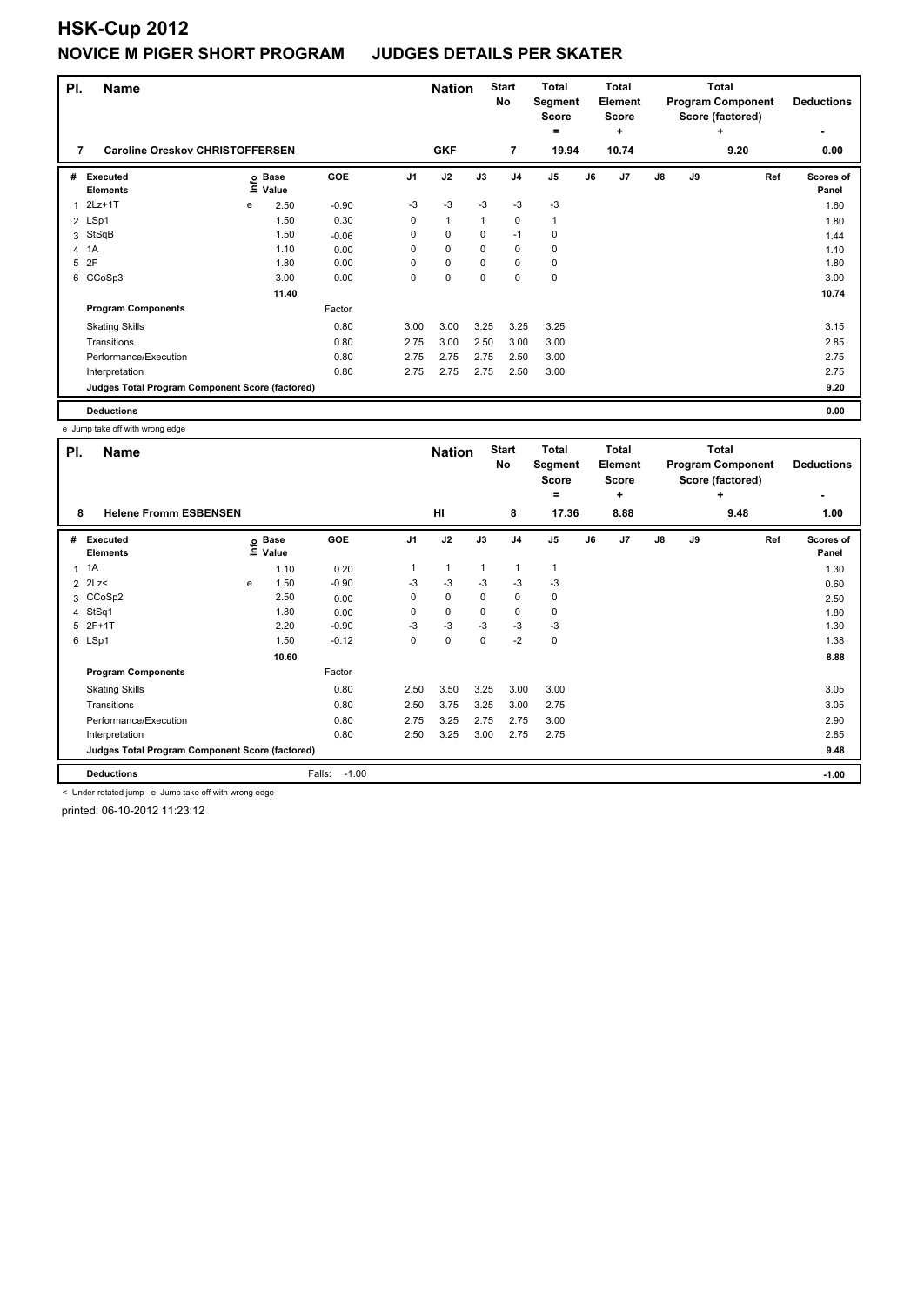# HSK-Cup 2012

## NOVICE M PIGER SHORT PROGRAM JUDGES DETAILS PER SKATER

| Pl. | Name | Nation | Start No | Total Segment Score = | Total Element Score + | Total Program Component Score (factored) + | Deductions - |
|---|---|---|---|---|---|---|---|
| 7 | Caroline Oreskov CHRISTOFFERSEN | GKF | 7 | 19.94 | 10.74 | 9.20 | 0.00 |

| # | Executed Elements | Info | Base Value | GOE | J1 | J2 | J3 | J4 | J5 | J6 | J7 | J8 | J9 | Ref | Scores of Panel |
|---|---|---|---|---|---|---|---|---|---|---|---|---|---|---|---|
| 1 | 2Lz+1T | e | 2.50 | -0.90 | -3 | -3 | -3 | -3 | -3 | | | | | | 1.60 |
| 2 | LSp1 | | 1.50 | 0.30 | 0 | 1 | 1 | 0 | 1 | | | | | | 1.80 |
| 3 | StSqB | | 1.50 | -0.06 | 0 | 0 | 0 | -1 | 0 | | | | | | 1.44 |
| 4 | 1A | | 1.10 | 0.00 | 0 | 0 | 0 | 0 | 0 | | | | | | 1.10 |
| 5 | 2F | | 1.80 | 0.00 | 0 | 0 | 0 | 0 | 0 | | | | | | 1.80 |
| 6 | CCoSp3 | | 3.00 | 0.00 | 0 | 0 | 0 | 0 | 0 | | | | | | 3.00 |
| | | | 11.40 | | | | | | | | | | | | 10.74 |
| | **Program Components** | | | Factor | | | | | | | | | | | |
| | Skating Skills | | | 0.80 | 3.00 | 3.00 | 3.25 | 3.25 | 3.25 | | | | | | 3.15 |
| | Transitions | | | 0.80 | 2.75 | 3.00 | 2.50 | 3.00 | 3.00 | | | | | | 2.85 |
| | Performance/Execution | | | 0.80 | 2.75 | 2.75 | 2.75 | 2.50 | 3.00 | | | | | | 2.75 |
| | Interpretation | | | 0.80 | 2.75 | 2.75 | 2.75 | 2.50 | 3.00 | | | | | | 2.75 |
| | **Judges Total Program Component Score (factored)** | | | | | | | | | | | | | | 9.20 |
| | **Deductions** | | | | | | | | | | | | | | 0.00 |

e Jump take off with wrong edge

| Pl. | Name | Nation | Start No | Total Segment Score = | Total Element Score + | Total Program Component Score (factored) + | Deductions - |
|---|---|---|---|---|---|---|---|
| 8 | Helene Fromm ESBENSEN | HI | 8 | 17.36 | 8.88 | 9.48 | 1.00 |

| # | Executed Elements | Info | Base Value | GOE | J1 | J2 | J3 | J4 | J5 | J6 | J7 | J8 | J9 | Ref | Scores of Panel |
|---|---|---|---|---|---|---|---|---|---|---|---|---|---|---|---|
| 1 | 1A | | 1.10 | 0.20 | 1 | 1 | 1 | 1 | 1 | | | | | | 1.30 |
| 2 | 2Lz< | e | 1.50 | -0.90 | -3 | -3 | -3 | -3 | -3 | | | | | | 0.60 |
| 3 | CCoSp2 | | 2.50 | 0.00 | 0 | 0 | 0 | 0 | 0 | | | | | | 2.50 |
| 4 | StSq1 | | 1.80 | 0.00 | 0 | 0 | 0 | 0 | 0 | | | | | | 1.80 |
| 5 | 2F+1T | | 2.20 | -0.90 | -3 | -3 | -3 | -3 | -3 | | | | | | 1.30 |
| 6 | LSp1 | | 1.50 | -0.12 | 0 | 0 | 0 | -2 | 0 | | | | | | 1.38 |
| | | | 10.60 | | | | | | | | | | | | 8.88 |
| | **Program Components** | | | Factor | | | | | | | | | | | |
| | Skating Skills | | | 0.80 | 2.50 | 3.50 | 3.25 | 3.00 | 3.00 | | | | | | 3.05 |
| | Transitions | | | 0.80 | 2.50 | 3.75 | 3.25 | 3.00 | 2.75 | | | | | | 3.05 |
| | Performance/Execution | | | 0.80 | 2.75 | 3.25 | 2.75 | 2.75 | 3.00 | | | | | | 2.90 |
| | Interpretation | | | 0.80 | 2.50 | 3.25 | 3.00 | 2.75 | 2.75 | | | | | | 2.85 |
| | **Judges Total Program Component Score (factored)** | | | | | | | | | | | | | | 9.48 |
| | **Deductions** | | | Falls: -1.00 | | | | | | | | | | | -1.00 |

< Under-rotated jump e Jump take off with wrong edge

printed: 06-10-2012 11:23:12